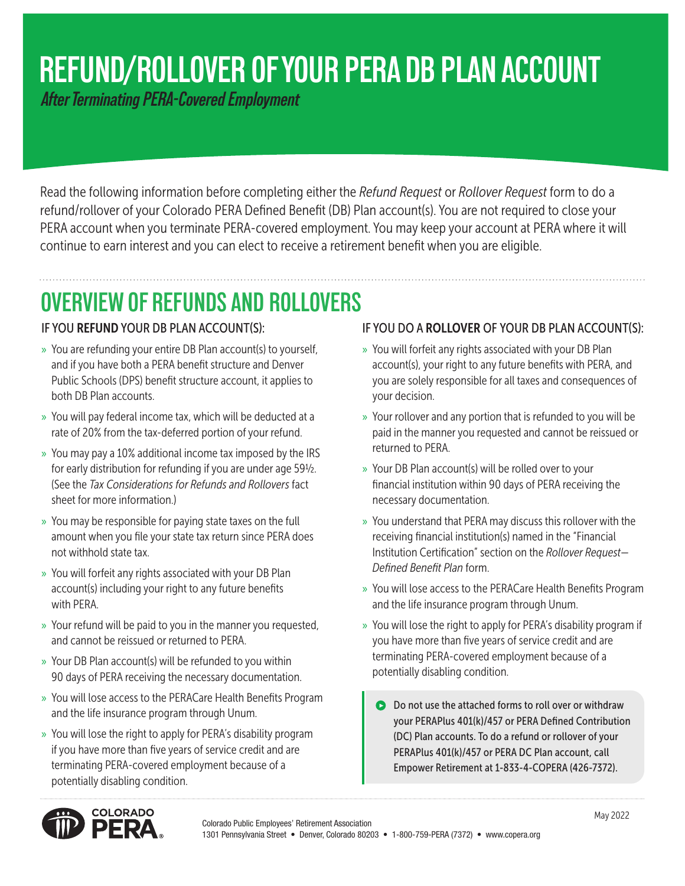# REFUND/ROLLOVER OF YOUR PERA DB PLAN ACCOUNT

*After Terminating PERA-Covered Employment*

Read the following information before completing either the *Refund Request* or *Rollover Request* form to do a refund/rollover of your Colorado PERA Defined Benefit (DB) Plan account(s). You are not required to close your PERA account when you terminate PERA-covered employment. You may keep your account at PERA where it will continue to earn interest and you can elect to receive a retirement benefit when you are eligible.

## OVERVIEW OF REFUNDS AND ROLLOVERS

### IF YOU **REFUND** YOUR DB PLAN ACCOUNT(S):

- You are refunding your entire DB Plan account(s) to yourself, and if you have both a PERA benefit structure and Denver Public Schools (DPS) benefit structure account, it applies to both DB Plan accounts.
- You will pay federal income tax, which will be deducted at a rate of 20% from the tax-deferred portion of your refund.
- You may pay a 10% additional income tax imposed by the IRS for early distribution for refunding if you are under age 59½. (See the *Tax Considerations for Refunds and Rollovers* fact sheet for more information.)
- You may be responsible for paying state taxes on the full amount when you file your state tax return since PERA does not withhold state tax.
- You will forfeit any rights associated with your DB Plan account(s) including your right to any future benefits with PERA.
- Your refund will be paid to you in the manner you requested, and cannot be reissued or returned to PERA.
- Your DB Plan account(s) will be refunded to you within 90 days of PERA receiving the necessary documentation.
- You will lose access to the PERACare Health Benefits Program and the life insurance program through Unum.
- You will lose the right to apply for PERA's disability program if you have more than five years of service credit and are terminating PERA-covered employment because of a potentially disabling condition.

### IF YOU DO A **ROLLOVER** OF YOUR DB PLAN ACCOUNT(S):

- You will forfeit any rights associated with your DB Plan account(s), your right to any future benefits with PERA, and you are solely responsible for all taxes and consequences of your decision.
- Your rollover and any portion that is refunded to you will be paid in the manner you requested and cannot be reissued or returned to PERA.
- Your DB Plan account(s) will be rolled over to your financial institution within 90 days of PERA receiving the necessary documentation.
- You understand that PERA may discuss this rollover with the receiving financial institution(s) named in the "Financial Institution Certification" section on the *Rollover Request—Defined Benefit Plan* form.
- You will lose access to the PERACare Health Benefits Program and the life insurance program through Unum.
- You will lose the right to apply for PERA's disability program if you have more than five years of service credit and are terminating PERA-covered employment because of a potentially disabling condition.

> Do not use the attached forms to roll over or withdraw your PERAPlus 401(k)/457 or PERA Defined Contribution (DC) Plan accounts. To do a refund or rollover of your PERAPlus 401(k)/457 or PERA DC Plan account, call Empower Retirement at 1-833-4-COPERA (426-7372).

Colorado Public Employees' Retirement Association
1301 Pennsylvania Street • Denver, Colorado 80203 • 1-800-759-PERA (7372) • www.copera.org

May 2022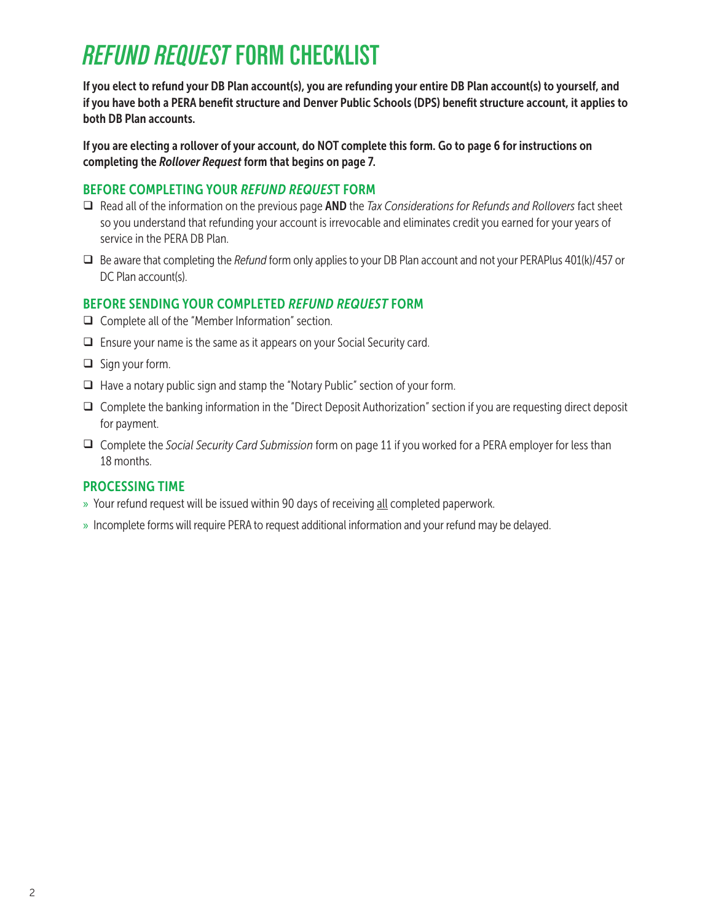# *REFUND REQUEST* FORM CHECKLIST

**If you elect to refund your DB Plan account(s), you are refunding your entire DB Plan account(s) to yourself, and if you have both a PERA benefit structure and Denver Public Schools (DPS) benefit structure account, it applies to both DB Plan accounts.**

**If you are electing a rollover of your account, do NOT complete this form. Go to page 6 for instructions on completing the *Rollover Request* form that begins on page 7.**

## BEFORE COMPLETING YOUR *REFUND REQUEST* FORM

- ❑ Read all of the information on the previous page **AND** the *Tax Considerations for Refunds and Rollovers* fact sheet so you understand that refunding your account is irrevocable and eliminates credit you earned for your years of service in the PERA DB Plan.
- ❑ Be aware that completing the *Refund* form only applies to your DB Plan account and not your PERAPlus 401(k)/457 or DC Plan account(s).

## BEFORE SENDING YOUR COMPLETED *REFUND REQUEST* FORM

- ❑ Complete all of the "Member Information" section.
- ❑ Ensure your name is the same as it appears on your Social Security card.
- ❑ Sign your form.
- ❑ Have a notary public sign and stamp the "Notary Public" section of your form.
- ❑ Complete the banking information in the "Direct Deposit Authorization" section if you are requesting direct deposit for payment.
- ❑ Complete the *Social Security Card Submission* form on page 11 if you worked for a PERA employer for less than 18 months.

## PROCESSING TIME

» Your refund request will be issued within 90 days of receiving <u>all</u> completed paperwork.

» Incomplete forms will require PERA to request additional information and your refund may be delayed.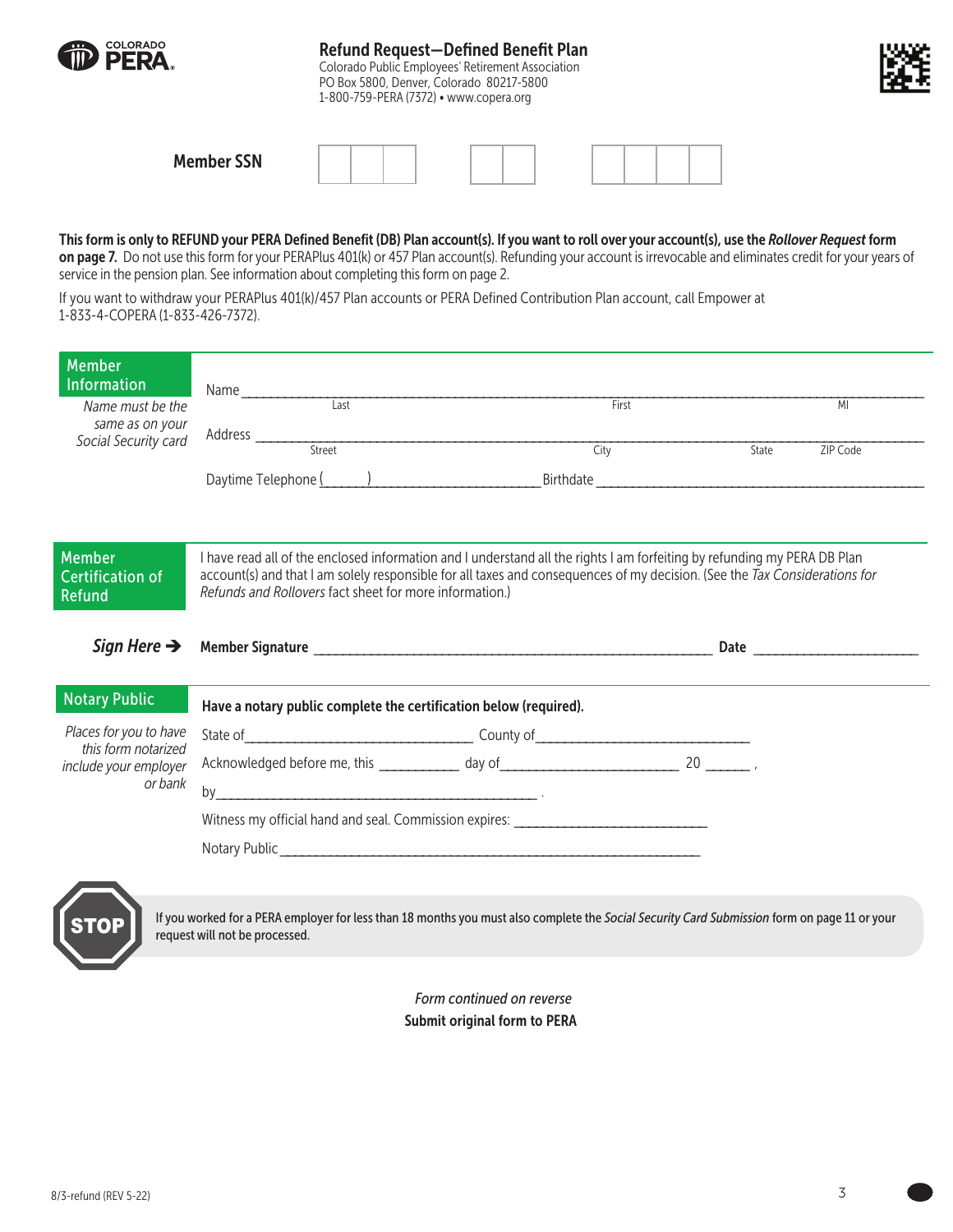# Refund Request—Defined Benefit Plan

Colorado Public Employees' Retirement Association
PO Box 5800, Denver, Colorado 80217-5800
1-800-759-PERA (7372) • www.copera.org

**Member SSN** ___ ___ ___ – ___ ___ – ___ ___ ___ ___

**This form is only to REFUND your PERA Defined Benefit (DB) Plan account(s). If you want to roll over your account(s), use the *Rollover Request* form on page 7.** Do not use this form for your PERAPlus 401(k) or 457 Plan account(s). Refunding your account is irrevocable and eliminates credit for your years of service in the pension plan. See information about completing this form on page 2.

If you want to withdraw your PERAPlus 401(k)/457 Plan accounts or PERA Defined Contribution Plan account, call Empower at 1-833-4-COPERA (1-833-426-7372).

## Member Information

*Name must be the same as on your Social Security card*

Name ______________________________________________
Last First MI

Address ______________________________________________
Street City State ZIP Code

Daytime Telephone (______) ____________________ Birthdate ____________________

## Member Certification of Refund

I have read all of the enclosed information and I understand all the rights I am forfeiting by refunding my PERA DB Plan account(s) and that I am solely responsible for all taxes and consequences of my decision. (See the *Tax Considerations for Refunds and Rollovers* fact sheet for more information.)

***Sign Here →*** **Member Signature** ______________________________ **Date** ____________

## Notary Public

*Places for you to have this form notarized include your employer or bank*

**Have a notary public complete the certification below (required).**

State of ____________________ County of ____________________

Acknowledged before me, this __________ day of ____________________ 20 ______ ,

by ______________________________ .

Witness my official hand and seal. Commission expires: ____________________

Notary Public ______________________________

**STOP** — If you worked for a PERA employer for less than 18 months you must also complete the *Social Security Card Submission* form on page 11 or your request will not be processed.

*Form continued on reverse*

**Submit original form to PERA**

8/3-refund (REV 5-22)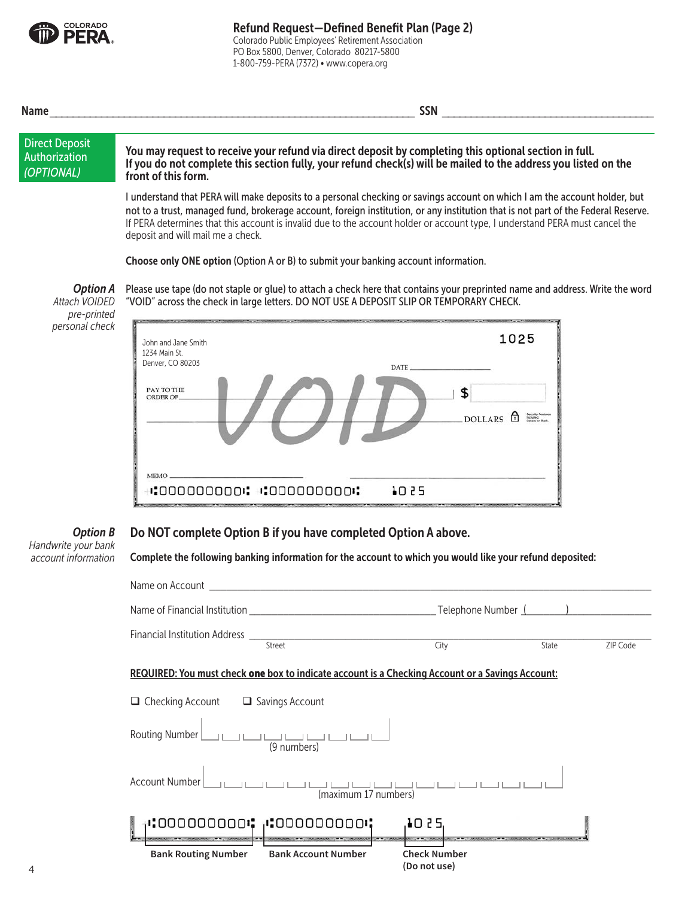# Refund Request—Defined Benefit Plan (Page 2)

Colorado Public Employees' Retirement Association
PO Box 5800, Denver, Colorado 80217-5800
1-800-759-PERA (7372) • www.copera.org

**Name** ______________________________ **SSN** ______________________________

## Direct Deposit Authorization *(OPTIONAL)*

**You may request to receive your refund via direct deposit by completing this optional section in full. If you do not complete this section fully, your refund check(s) will be mailed to the address you listed on the front of this form.**

I understand that PERA will make deposits to a personal checking or savings account on which I am the account holder, but not to a trust, managed fund, brokerage account, foreign institution, or any institution that is not part of the Federal Reserve. If PERA determines that this account is invalid due to the account holder or account type, I understand PERA must cancel the deposit and will mail me a check.

**Choose only ONE option** (Option A or B) to submit your banking account information.

### *Option A*

*Attach VOIDED pre-printed personal check*

Please use tape (do not staple or glue) to attach a check here that contains your preprinted name and address. Write the word "VOID" across the check in large letters. DO NOT USE A DEPOSIT SLIP OR TEMPORARY CHECK.

John and Jane Smith
1234 Main St.
Denver, CO 80203

1025

DATE ______________

PAY TO THE ORDER OF ______________ $ ______

______________ DOLLARS

VOID

MEMO ______________

⑆0000000000⑆ ⑆0000000000⑆ 1025

### *Option B*

*Handwrite your bank account information*

**Do NOT complete Option B if you have completed Option A above.**

**Complete the following banking information for the account to which you would like your refund deposited:**

Name on Account ______________________________

Name of Financial Institution ______________________ Telephone Number (______) ____________

Financial Institution Address ______________________________
Street City State ZIP Code

**REQUIRED: You must check one box to indicate account is a Checking Account or a Savings Account:**

☐ Checking Account ☐ Savings Account

Routing Number |__|__|__|__|__|__|__|__|__| (9 numbers)

Account Number |__|__|__|__|__|__|__|__|__|__|__|__|__|__|__|__|__| (maximum 17 numbers)

⑆0000000000⑆ ⑆0000000000⑆ 1025

**Bank Routing Number** **Bank Account Number** **Check Number (Do not use)**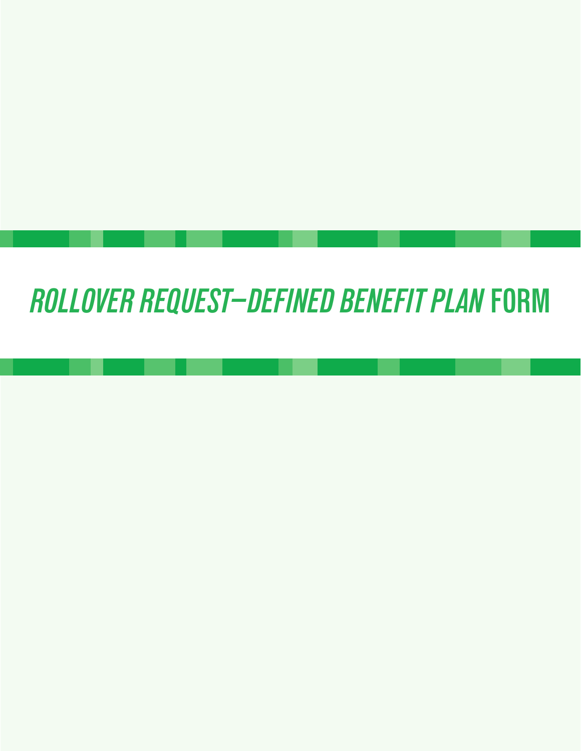# *ROLLOVER REQUEST—DEFINED BENEFIT PLAN* FORM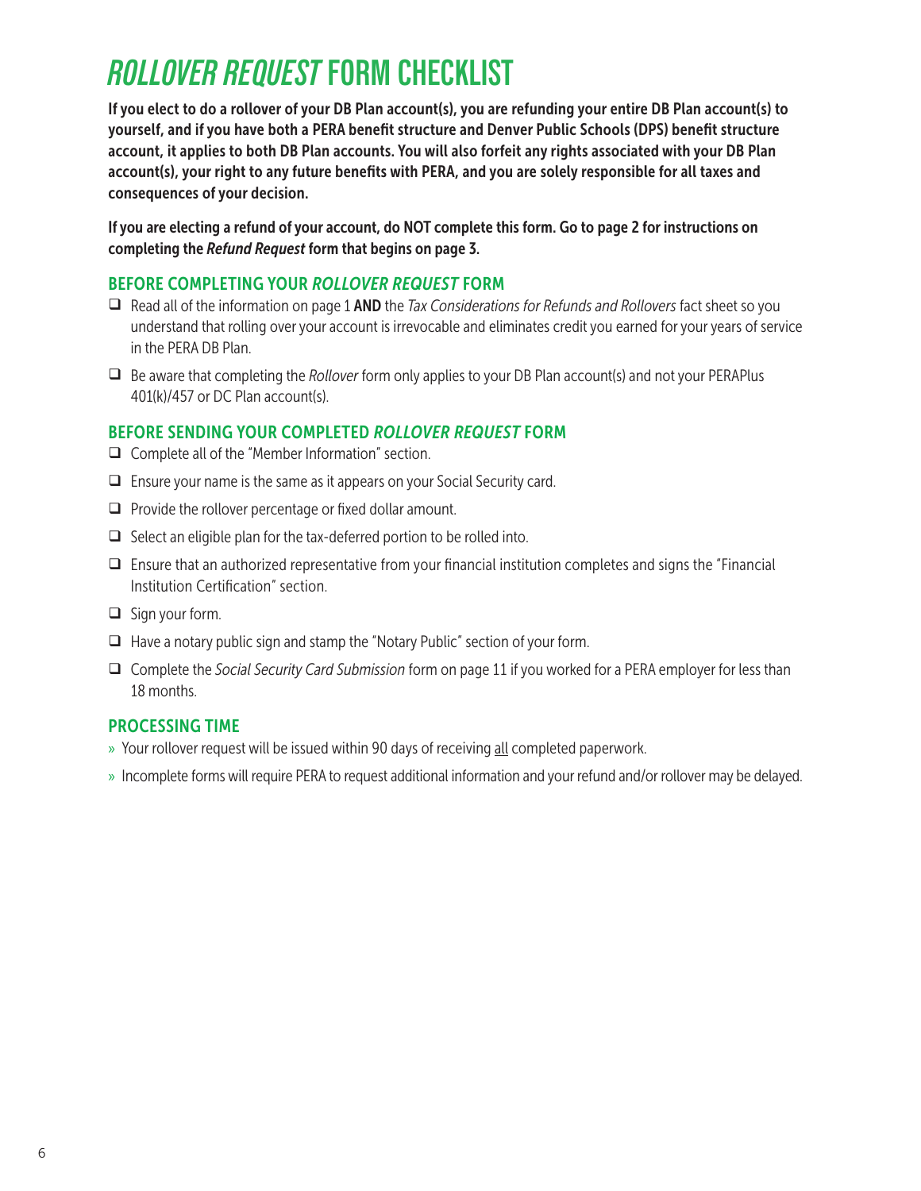# *ROLLOVER REQUEST* FORM CHECKLIST

**If you elect to do a rollover of your DB Plan account(s), you are refunding your entire DB Plan account(s) to yourself, and if you have both a PERA benefit structure and Denver Public Schools (DPS) benefit structure account, it applies to both DB Plan accounts. You will also forfeit any rights associated with your DB Plan account(s), your right to any future benefits with PERA, and you are solely responsible for all taxes and consequences of your decision.**

**If you are electing a refund of your account, do NOT complete this form. Go to page 2 for instructions on completing the *Refund Request* form that begins on page 3.**

## BEFORE COMPLETING YOUR *ROLLOVER REQUEST* FORM

- ❑ Read all of the information on page 1 **AND** the *Tax Considerations for Refunds and Rollovers* fact sheet so you understand that rolling over your account is irrevocable and eliminates credit you earned for your years of service in the PERA DB Plan.
- ❑ Be aware that completing the *Rollover* form only applies to your DB Plan account(s) and not your PERAPlus 401(k)/457 or DC Plan account(s).

## BEFORE SENDING YOUR COMPLETED *ROLLOVER REQUEST* FORM

- ❑ Complete all of the "Member Information" section.
- ❑ Ensure your name is the same as it appears on your Social Security card.
- ❑ Provide the rollover percentage or fixed dollar amount.
- ❑ Select an eligible plan for the tax-deferred portion to be rolled into.
- ❑ Ensure that an authorized representative from your financial institution completes and signs the "Financial Institution Certification" section.
- ❑ Sign your form.
- ❑ Have a notary public sign and stamp the "Notary Public" section of your form.
- ❑ Complete the *Social Security Card Submission* form on page 11 if you worked for a PERA employer for less than 18 months.

## PROCESSING TIME

- » Your rollover request will be issued within 90 days of receiving <u>all</u> completed paperwork.
- » Incomplete forms will require PERA to request additional information and your refund and/or rollover may be delayed.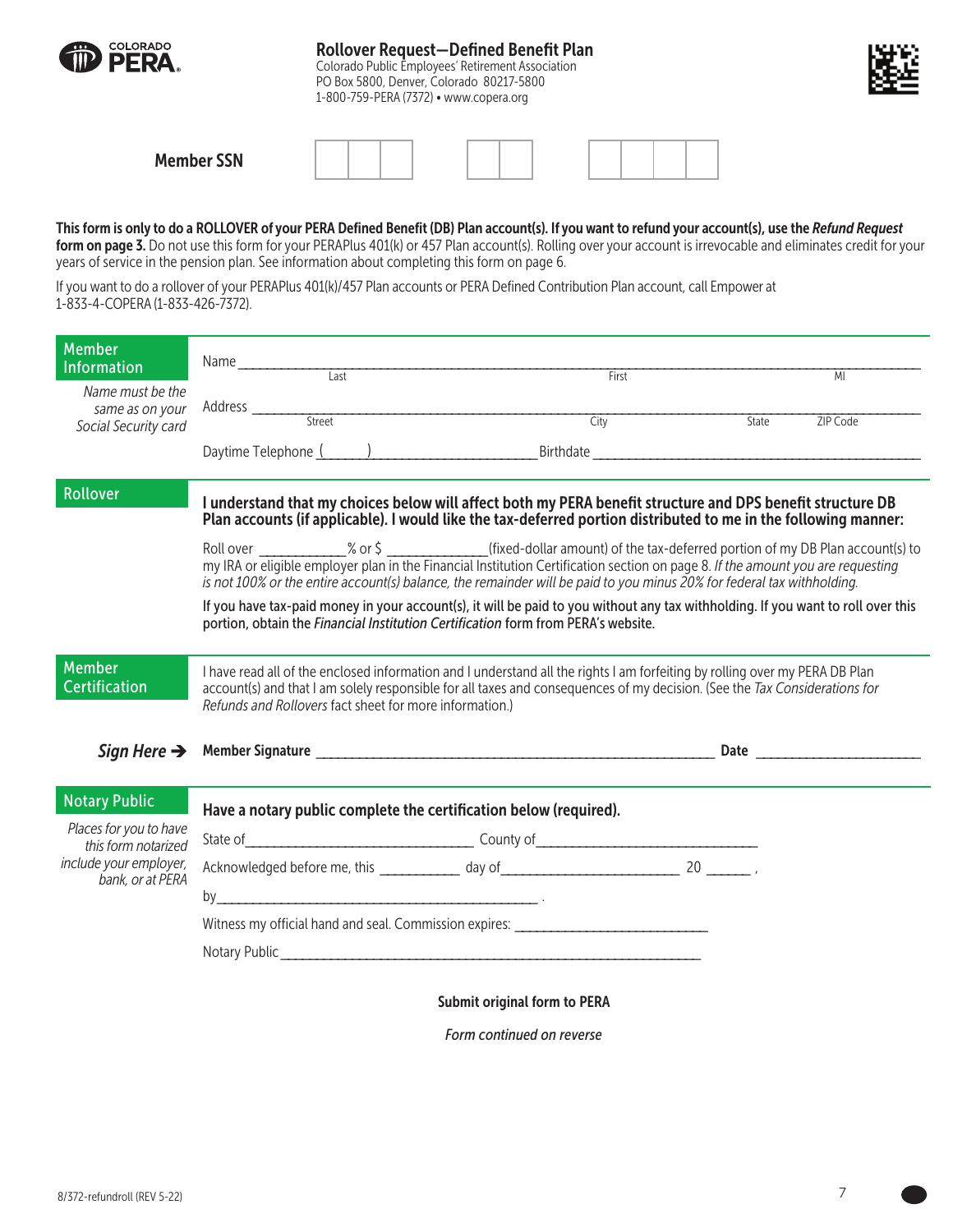# Rollover Request—Defined Benefit Plan

Colorado Public Employees' Retirement Association
PO Box 5800, Denver, Colorado 80217-5800
1-800-759-PERA (7372) • www.copera.org

**Member SSN** ___ ___ ___ - ___ ___ - ___ ___ ___ ___

**This form is only to do a ROLLOVER of your PERA Defined Benefit (DB) Plan account(s). If you want to refund your account(s), use the *Refund Request* form on page 3.** Do not use this form for your PERAPlus 401(k) or 457 Plan account(s). Rolling over your account is irrevocable and eliminates credit for your years of service in the pension plan. See information about completing this form on page 6.

If you want to do a rollover of your PERAPlus 401(k)/457 Plan accounts or PERA Defined Contribution Plan account, call Empower at 1-833-4-COPERA (1-833-426-7372).

## Member Information

*Name must be the same as on your Social Security card*

Name ______________________________________________
Last First MI

Address ______________________________________________
Street City State ZIP Code

Daytime Telephone (______) ____________________ Birthdate ____________________

## Rollover

**I understand that my choices below will affect both my PERA benefit structure and DPS benefit structure DB Plan accounts (if applicable). I would like the tax-deferred portion distributed to me in the following manner:**

Roll over ____________% or $ ______________(fixed-dollar amount) of the tax-deferred portion of my DB Plan account(s) to my IRA or eligible employer plan in the Financial Institution Certification section on page 8. *If the amount you are requesting is not 100% or the entire account(s) balance, the remainder will be paid to you minus 20% for federal tax withholding.*

**If you have tax-paid money in your account(s), it will be paid to you without any tax withholding. If you want to roll over this portion, obtain the *Financial Institution Certification* form from PERA's website.**

## Member Certification

I have read all of the enclosed information and I understand all the rights I am forfeiting by rolling over my PERA DB Plan account(s) and that I am solely responsible for all taxes and consequences of my decision. (See the *Tax Considerations for Refunds and Rollovers* fact sheet for more information.)

***Sign Here →*** **Member Signature** ______________________________ **Date** ______________

## Notary Public

*Places for you to have this form notarized include your employer, bank, or at PERA*

**Have a notary public complete the certification below (required).**

State of______________________ County of______________________

Acknowledged before me, this ___________ day of______________________ 20 ______ ,

by______________________________________ .

Witness my official hand and seal. Commission expires: ______________________

Notary Public______________________________________________

**Submit original form to PERA**

*Form continued on reverse*

8/372-refundroll (REV 5-22)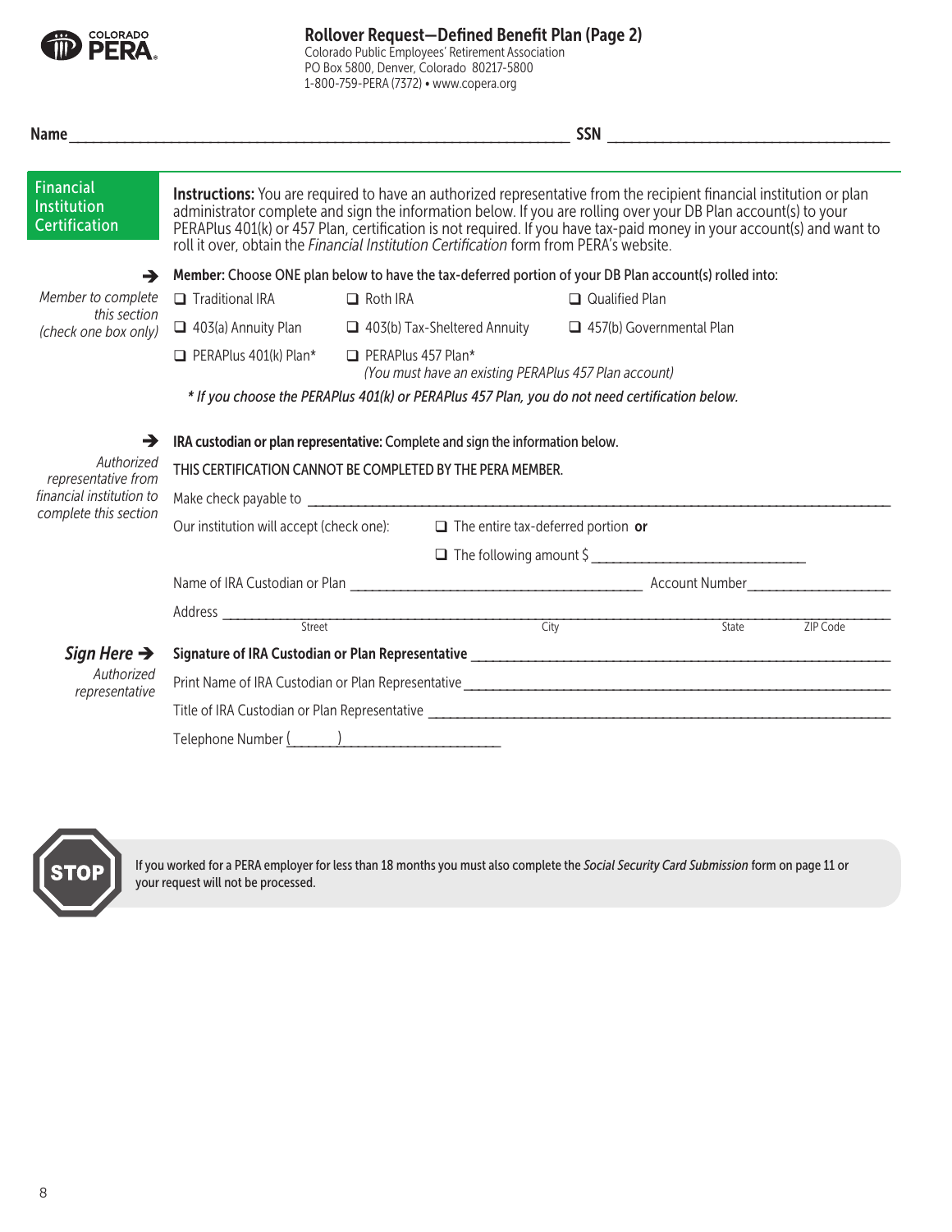# Rollover Request—Defined Benefit Plan (Page 2)

Colorado Public Employees' Retirement Association
PO Box 5800, Denver, Colorado 80217-5800
1-800-759-PERA (7372) • www.copera.org

**Name** ______________________________ **SSN** ______________________________

## Financial Institution Certification

**Instructions:** You are required to have an authorized representative from the recipient financial institution or plan administrator complete and sign the information below. If you are rolling over your DB Plan account(s) to your PERAPlus 401(k) or 457 Plan, certification is not required. If you have tax-paid money in your account(s) and want to roll it over, obtain the *Financial Institution Certification* form from PERA's website.

*Member to complete this section (check one box only)*

**Member: Choose ONE plan below to have the tax-deferred portion of your DB Plan account(s) rolled into:**

- ☐ Traditional IRA
- ☐ Roth IRA
- ☐ Qualified Plan
- ☐ 403(a) Annuity Plan
- ☐ 403(b) Tax-Sheltered Annuity
- ☐ 457(b) Governmental Plan
- ☐ PERAPlus 401(k) Plan*
- ☐ PERAPlus 457 Plan* *(You must have an existing PERAPlus 457 Plan account)*

*\* If you choose the PERAPlus 401(k) or PERAPlus 457 Plan, you do not need certification below.*

*Authorized representative from financial institution to complete this section*

**IRA custodian or plan representative:** Complete and sign the information below.

THIS CERTIFICATION CANNOT BE COMPLETED BY THE PERA MEMBER.

Make check payable to ______________________________

Our institution will accept (check one):
- ☐ The entire tax-deferred portion **or**
- ☐ The following amount $ ______________

Name of IRA Custodian or Plan ______________________________ Account Number ______________

Address ______________________________
Street City State ZIP Code

***Sign Here*** *Authorized representative*

**Signature of IRA Custodian or Plan Representative** ______________________________

Print Name of IRA Custodian or Plan Representative ______________________________

Title of IRA Custodian or Plan Representative ______________________________

Telephone Number (______) ______________

**STOP**

If you worked for a PERA employer for less than 18 months you must also complete the *Social Security Card Submission* form on page 11 or your request will not be processed.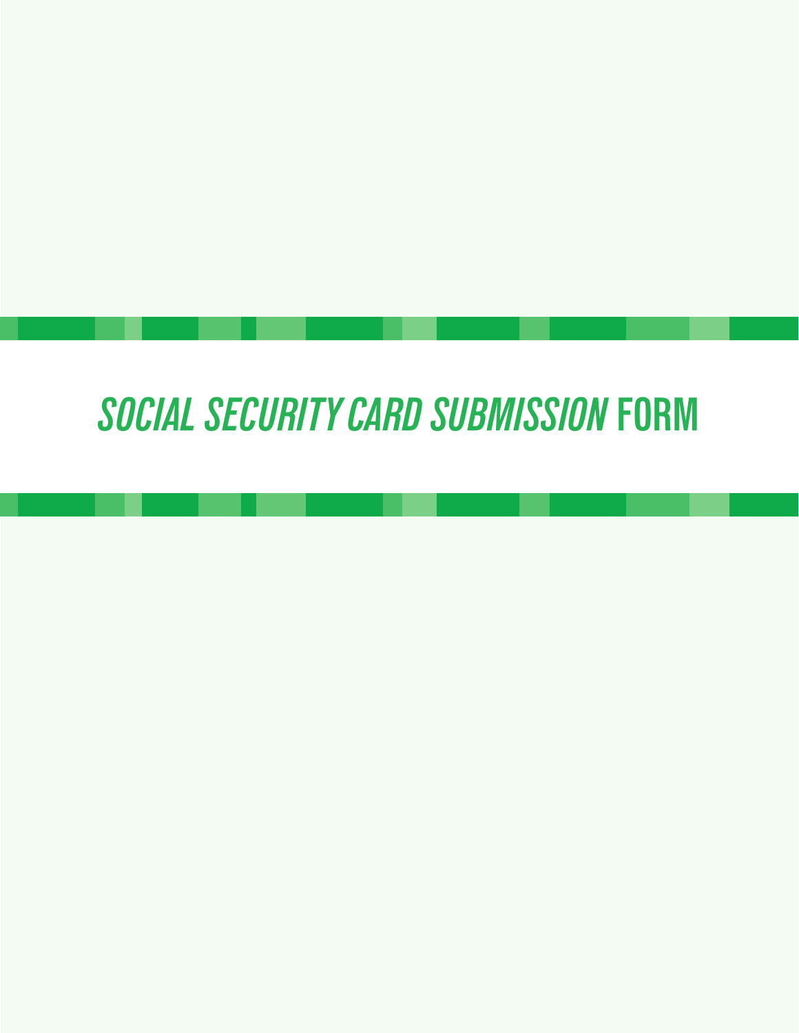# *SOCIAL SECURITY CARD SUBMISSION* FORM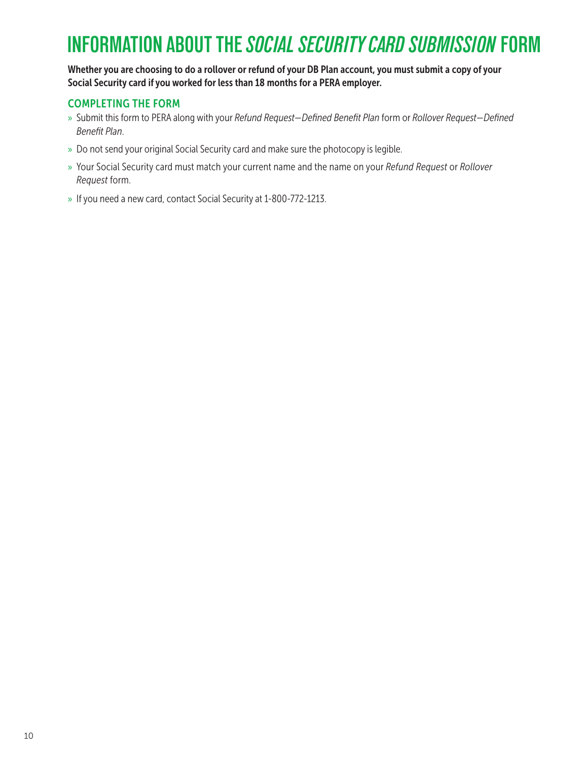# INFORMATION ABOUT THE *SOCIAL SECURITY CARD SUBMISSION* FORM

**Whether you are choosing to do a rollover or refund of your DB Plan account, you must submit a copy of your Social Security card if you worked for less than 18 months for a PERA employer.**

## COMPLETING THE FORM

- Submit this form to PERA along with your *Refund Request—Defined Benefit Plan* form or *Rollover Request—Defined Benefit Plan*.
- Do not send your original Social Security card and make sure the photocopy is legible.
- Your Social Security card must match your current name and the name on your *Refund Request* or *Rollover Request* form.
- If you need a new card, contact Social Security at 1-800-772-1213.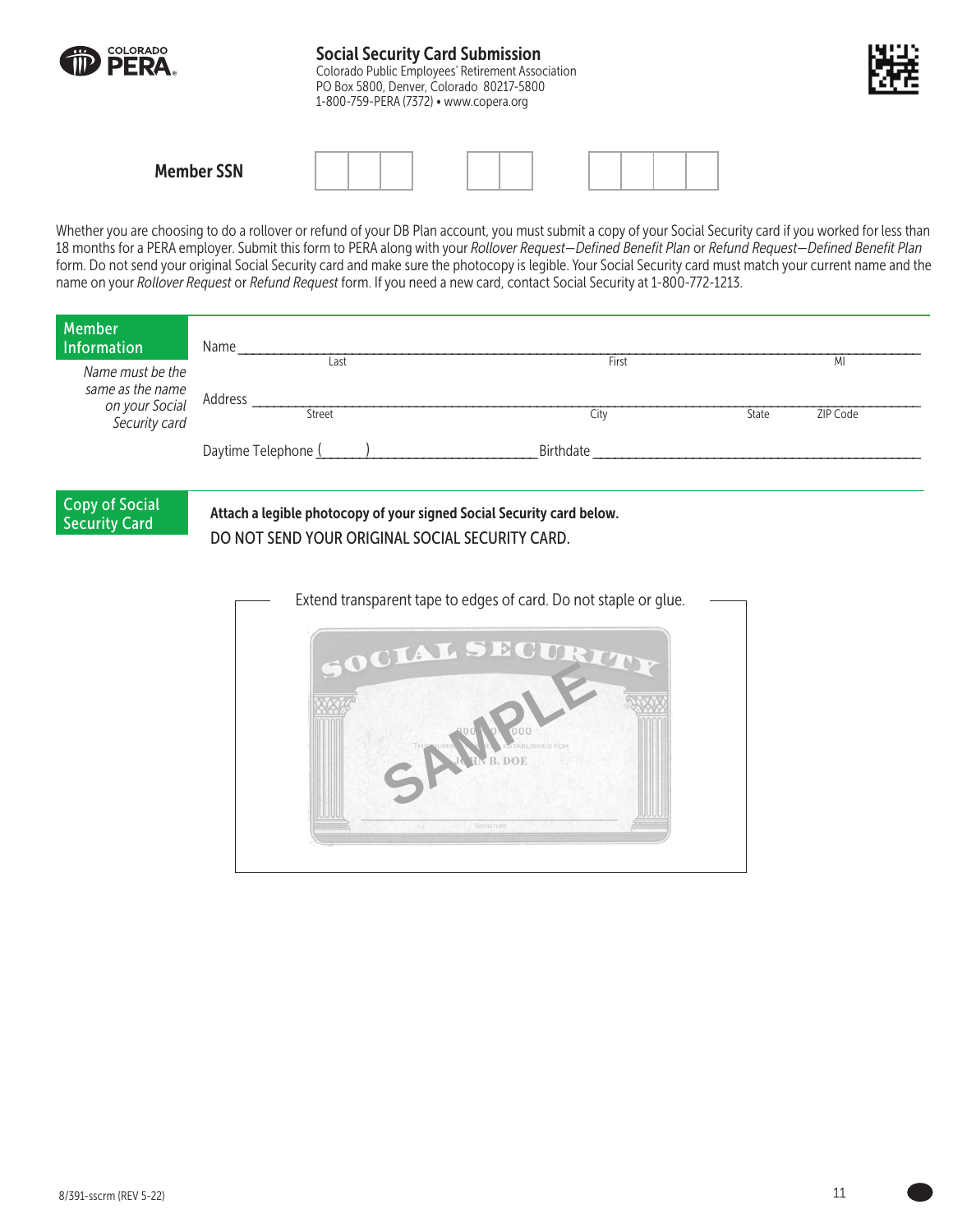COLORADO PERA

# Social Security Card Submission

Colorado Public Employees' Retirement Association
PO Box 5800, Denver, Colorado 80217-5800
1-800-759-PERA (7372) • www.copera.org

**Member SSN** ___ ___ ___ - ___ ___ - ___ ___ ___ ___

Whether you are choosing to do a rollover or refund of your DB Plan account, you must submit a copy of your Social Security card if you worked for less than 18 months for a PERA employer. Submit this form to PERA along with your *Rollover Request—Defined Benefit Plan* or *Refund Request—Defined Benefit Plan* form. Do not send your original Social Security card and make sure the photocopy is legible. Your Social Security card must match your current name and the name on your *Rollover Request* or *Refund Request* form. If you need a new card, contact Social Security at 1-800-772-1213.

## Member Information

*Name must be the same as the name on your Social Security card*

Name ______________________________________________
Last    First    MI

Address ______________________________________________
Street    City    State    ZIP Code

Daytime Telephone (______) ____________________ Birthdate ____________________

## Copy of Social Security Card

**Attach a legible photocopy of your signed Social Security card below.**

DO NOT SEND YOUR ORIGINAL SOCIAL SECURITY CARD.

Extend transparent tape to edges of card. Do not staple or glue.

SOCIAL SECURITY
SAMPLE
000-00-0000
THIS NUMBER HAS BEEN ESTABLISHED FOR
JOHN B. DOE
SIGNATURE

8/391-sscrm (REV 5-22)